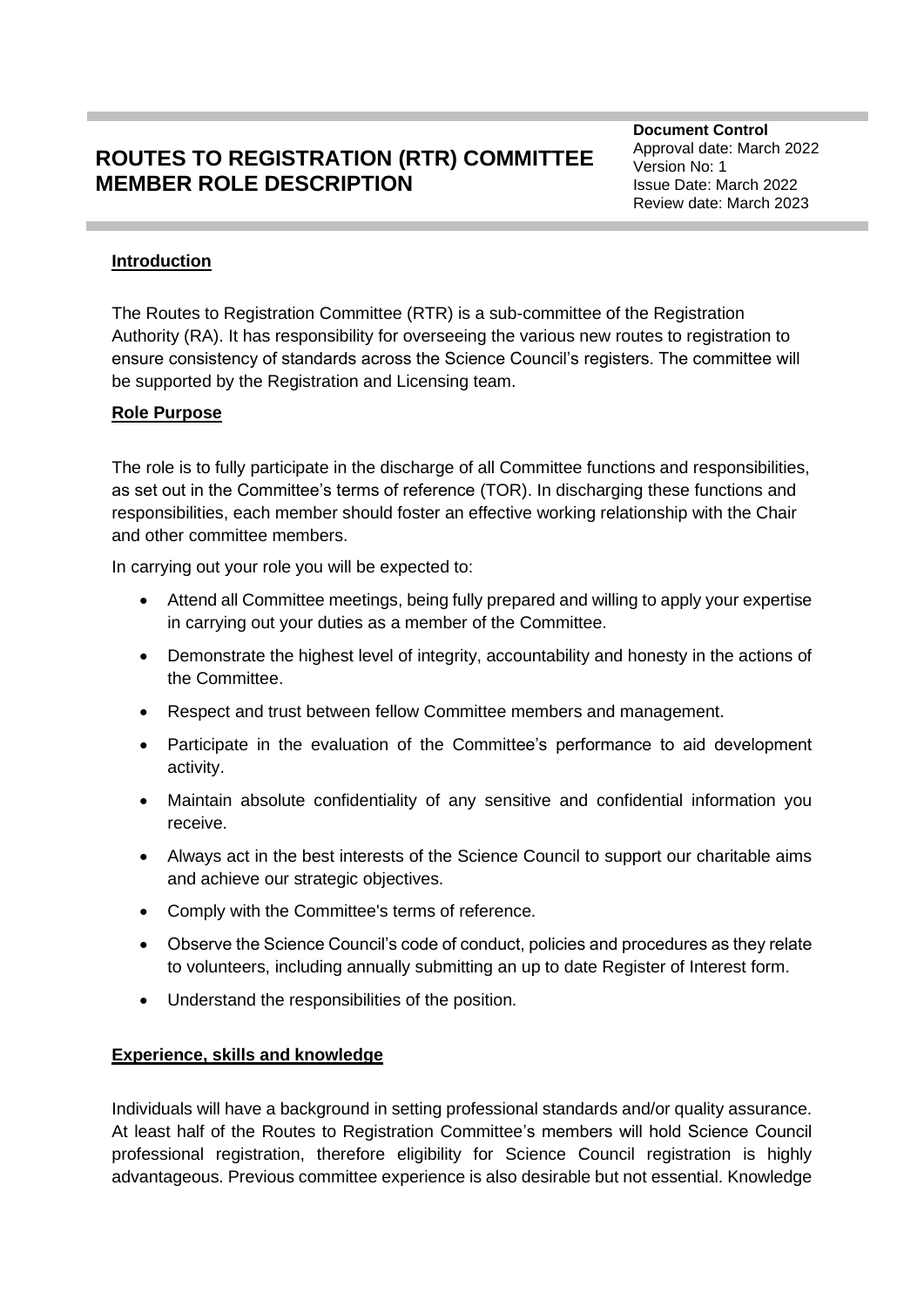# ROUTES TO REGISTRATION (RTR) COMMITTEE MEMBER ROLE DESCRIPTION

**Document Control**
Approval date: March 2022
Version No: 1
Issue Date: March 2022
Review date: March 2023

## Introduction

The Routes to Registration Committee (RTR) is a sub-committee of the Registration Authority (RA). It has responsibility for overseeing the various new routes to registration to ensure consistency of standards across the Science Council's registers. The committee will be supported by the Registration and Licensing team.

## Role Purpose

The role is to fully participate in the discharge of all Committee functions and responsibilities, as set out in the Committee's terms of reference (TOR). In discharging these functions and responsibilities, each member should foster an effective working relationship with the Chair and other committee members.

In carrying out your role you will be expected to:

- Attend all Committee meetings, being fully prepared and willing to apply your expertise in carrying out your duties as a member of the Committee.
- Demonstrate the highest level of integrity, accountability and honesty in the actions of the Committee.
- Respect and trust between fellow Committee members and management.
- Participate in the evaluation of the Committee's performance to aid development activity.
- Maintain absolute confidentiality of any sensitive and confidential information you receive.
- Always act in the best interests of the Science Council to support our charitable aims and achieve our strategic objectives.
- Comply with the Committee's terms of reference.
- Observe the Science Council's code of conduct, policies and procedures as they relate to volunteers, including annually submitting an up to date Register of Interest form.
- Understand the responsibilities of the position.

## Experience, skills and knowledge

Individuals will have a background in setting professional standards and/or quality assurance. At least half of the Routes to Registration Committee's members will hold Science Council professional registration, therefore eligibility for Science Council registration is highly advantageous. Previous committee experience is also desirable but not essential. Knowledge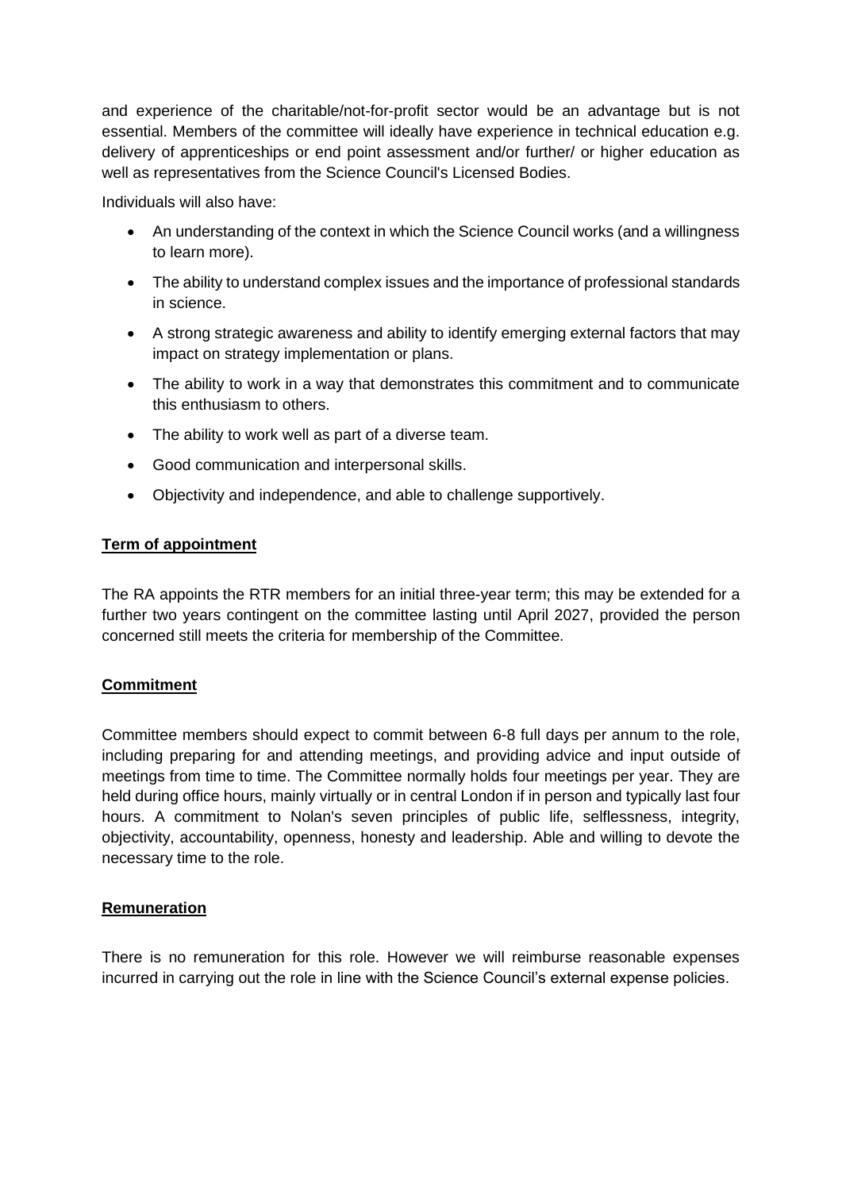and experience of the charitable/not-for-profit sector would be an advantage but is not essential. Members of the committee will ideally have experience in technical education e.g. delivery of apprenticeships or end point assessment and/or further/ or higher education as well as representatives from the Science Council's Licensed Bodies.

Individuals will also have:

- An understanding of the context in which the Science Council works (and a willingness to learn more).
- The ability to understand complex issues and the importance of professional standards in science.
- A strong strategic awareness and ability to identify emerging external factors that may impact on strategy implementation or plans.
- The ability to work in a way that demonstrates this commitment and to communicate this enthusiasm to others.
- The ability to work well as part of a diverse team.
- Good communication and interpersonal skills.
- Objectivity and independence, and able to challenge supportively.

**Term of appointment**

The RA appoints the RTR members for an initial three-year term; this may be extended for a further two years contingent on the committee lasting until April 2027, provided the person concerned still meets the criteria for membership of the Committee.

**Commitment**

Committee members should expect to commit between 6-8 full days per annum to the role, including preparing for and attending meetings, and providing advice and input outside of meetings from time to time. The Committee normally holds four meetings per year. They are held during office hours, mainly virtually or in central London if in person and typically last four hours. A commitment to Nolan's seven principles of public life, selflessness, integrity, objectivity, accountability, openness, honesty and leadership. Able and willing to devote the necessary time to the role.

**Remuneration**

There is no remuneration for this role. However we will reimburse reasonable expenses incurred in carrying out the role in line with the Science Council's external expense policies.